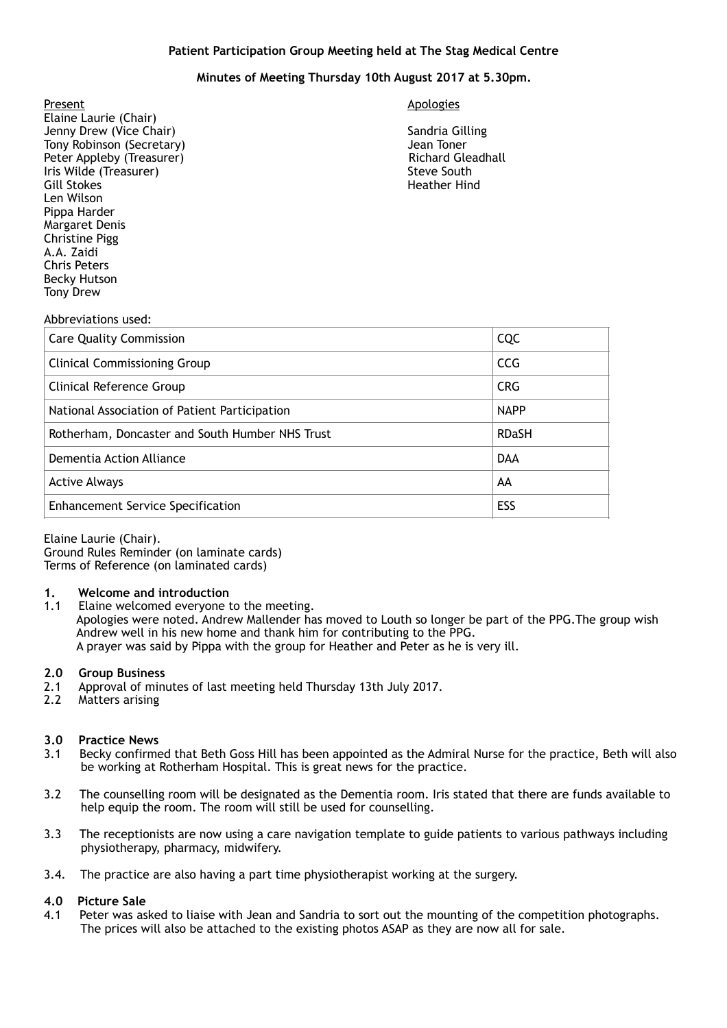**Patient Participation Group Meeting held at The Stag Medical Centre**

**Minutes of Meeting Thursday 10th August 2017 at 5.30pm.**

Present
Elaine Laurie (Chair)
Jenny Drew (Vice Chair)
Tony Robinson (Secretary)
Peter Appleby (Treasurer)
Iris Wilde (Treasurer)
Gill Stokes
Len Wilson
Pippa Harder
Margaret Denis
Christine Pigg
A.A. Zaidi
Chris Peters
Becky Hutson
Tony Drew

Apologies

Sandria Gilling
Jean Toner
Richard Gleadhall
Steve South
Heather Hind

Abbreviations used:

| | |
|---|---|
| Care Quality Commission | CQC |
| Clinical Commissioning Group | CCG |
| Clinical Reference Group | CRG |
| National Association of Patient Participation | NAPP |
| Rotherham, Doncaster and South Humber NHS Trust | RDaSH |
| Dementia Action Alliance | DAA |
| Active Always | AA |
| Enhancement Service Specification | ESS |

Elaine Laurie (Chair).
Ground Rules Reminder (on laminate cards)
Terms of Reference (on laminated cards)

**1. Welcome and introduction**

1.1 Elaine welcomed everyone to the meeting.
Apologies were noted. Andrew Mallender has moved to Louth so longer be part of the PPG.The group wish Andrew well in his new home and thank him for contributing to the PPG.
A prayer was said by Pippa with the group for Heather and Peter as he is very ill.

**2.0 Group Business**

2.1 Approval of minutes of last meeting held Thursday 13th July 2017.

2.2 Matters arising

**3.0 Practice News**

3.1 Becky confirmed that Beth Goss Hill has been appointed as the Admiral Nurse for the practice, Beth will also be working at Rotherham Hospital. This is great news for the practice.

3.2 The counselling room will be designated as the Dementia room. Iris stated that there are funds available to help equip the room. The room will still be used for counselling.

3.3 The receptionists are now using a care navigation template to guide patients to various pathways including physiotherapy, pharmacy, midwifery.

3.4. The practice are also having a part time physiotherapist working at the surgery.

**4.0 Picture Sale**

4.1 Peter was asked to liaise with Jean and Sandria to sort out the mounting of the competition photographs. The prices will also be attached to the existing photos ASAP as they are now all for sale.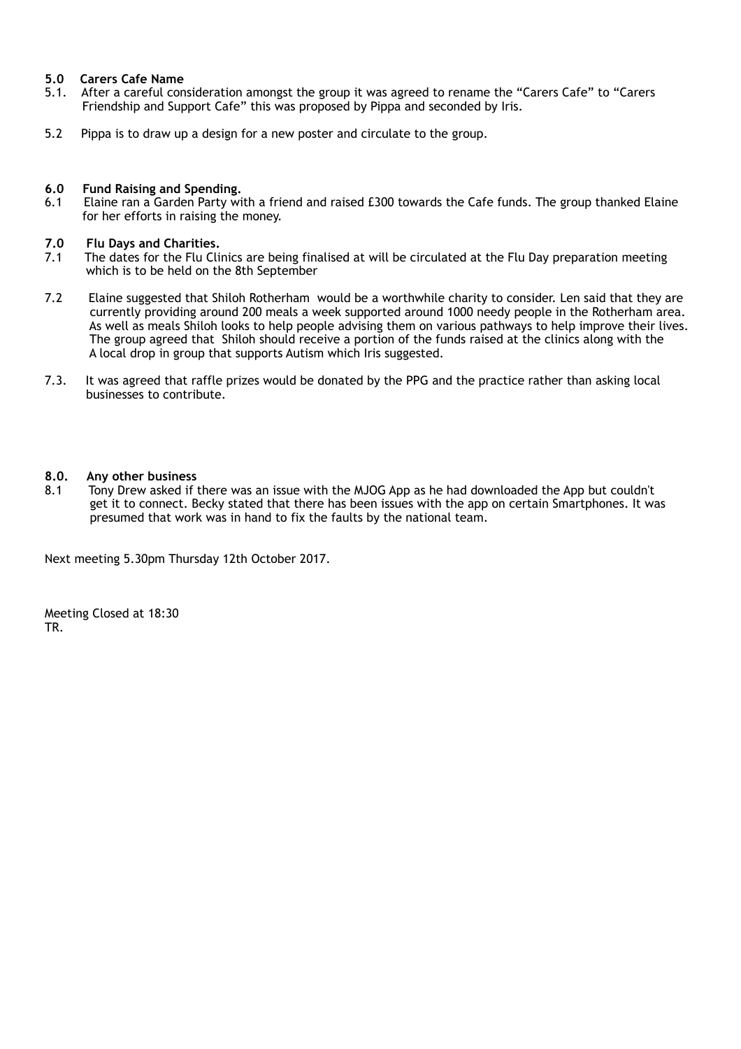**5.0 Carers Cafe Name**

5.1. After a careful consideration amongst the group it was agreed to rename the "Carers Cafe" to "Carers Friendship and Support Cafe" this was proposed by Pippa and seconded by Iris.

5.2 Pippa is to draw up a design for a new poster and circulate to the group.

**6.0 Fund Raising and Spending.**

6.1 Elaine ran a Garden Party with a friend and raised £300 towards the Cafe funds. The group thanked Elaine for her efforts in raising the money.

**7.0 Flu Days and Charities.**

7.1 The dates for the Flu Clinics are being finalised at will be circulated at the Flu Day preparation meeting which is to be held on the 8th September

7.2 Elaine suggested that Shiloh Rotherham would be a worthwhile charity to consider. Len said that they are currently providing around 200 meals a week supported around 1000 needy people in the Rotherham area. As well as meals Shiloh looks to help people advising them on various pathways to help improve their lives. The group agreed that Shiloh should receive a portion of the funds raised at the clinics along with the A local drop in group that supports Autism which Iris suggested.

7.3. It was agreed that raffle prizes would be donated by the PPG and the practice rather than asking local businesses to contribute.

**8.0. Any other business**

8.1 Tony Drew asked if there was an issue with the MJOG App as he had downloaded the App but couldn't get it to connect. Becky stated that there has been issues with the app on certain Smartphones. It was presumed that work was in hand to fix the faults by the national team.

Next meeting 5.30pm Thursday 12th October 2017.

Meeting Closed at 18:30
TR.